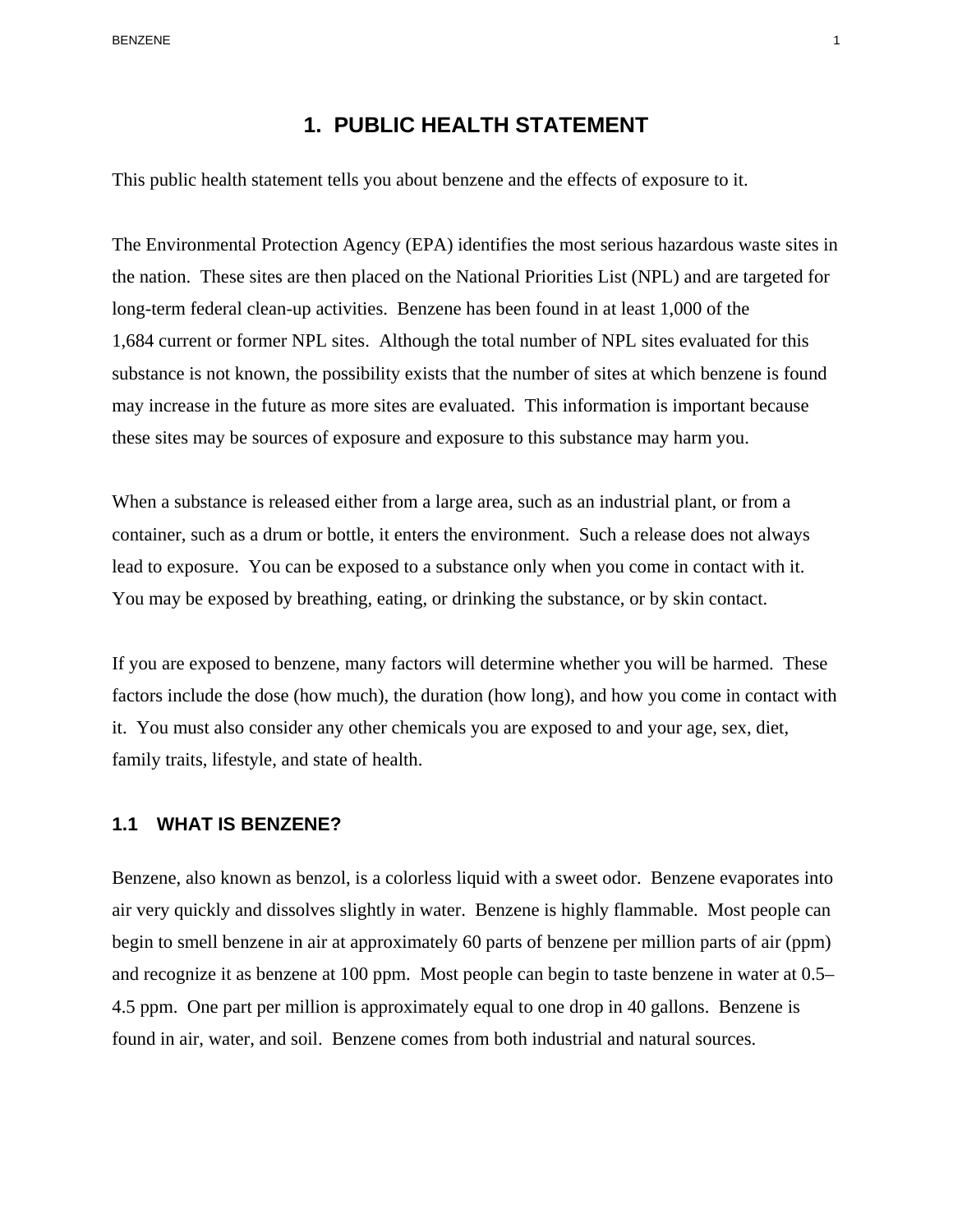# 1. PUBLIC HEALTH STATEMENT

This public health statement tells you about benzene and the effects of exposure to it.

The Environmental Protection Agency (EPA) identifies the most serious hazardous waste sites in the nation. These sites are then placed on the National Priorities List (NPL) and are targeted for long-term federal clean-up activities. Benzene has been found in at least 1,000 of the 1,684 current or former NPL sites. Although the total number of NPL sites evaluated for this substance is not known, the possibility exists that the number of sites at which benzene is found may increase in the future as more sites are evaluated. This information is important because these sites may be sources of exposure and exposure to this substance may harm you.

When a substance is released either from a large area, such as an industrial plant, or from a container, such as a drum or bottle, it enters the environment. Such a release does not always lead to exposure. You can be exposed to a substance only when you come in contact with it. You may be exposed by breathing, eating, or drinking the substance, or by skin contact.

If you are exposed to benzene, many factors will determine whether you will be harmed. These factors include the dose (how much), the duration (how long), and how you come in contact with it. You must also consider any other chemicals you are exposed to and your age, sex, diet, family traits, lifestyle, and state of health.

## 1.1 WHAT IS BENZENE?

Benzene, also known as benzol, is a colorless liquid with a sweet odor. Benzene evaporates into air very quickly and dissolves slightly in water. Benzene is highly flammable. Most people can begin to smell benzene in air at approximately 60 parts of benzene per million parts of air (ppm) and recognize it as benzene at 100 ppm. Most people can begin to taste benzene in water at 0.5–4.5 ppm. One part per million is approximately equal to one drop in 40 gallons. Benzene is found in air, water, and soil. Benzene comes from both industrial and natural sources.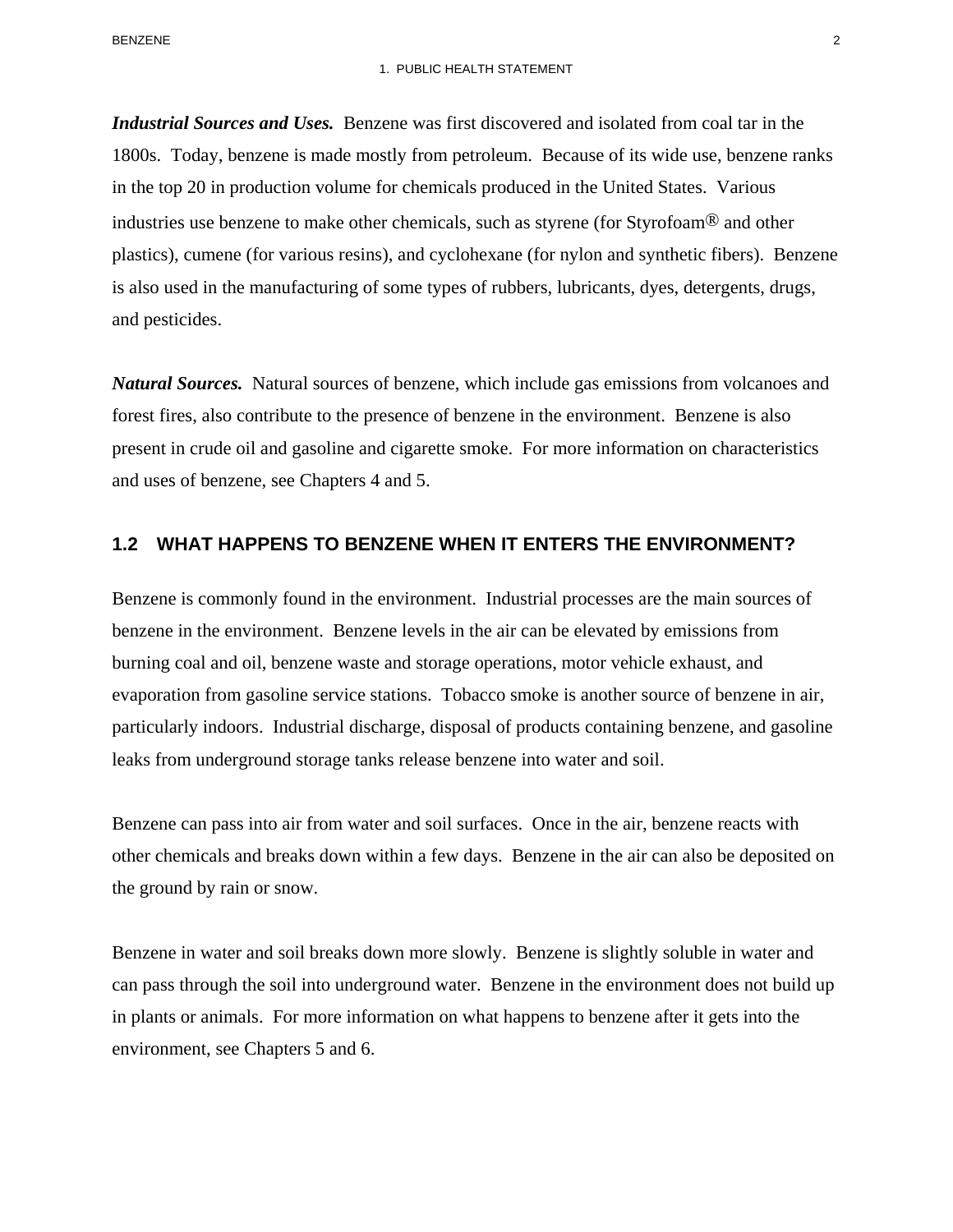***Industrial Sources and Uses.*** Benzene was first discovered and isolated from coal tar in the 1800s. Today, benzene is made mostly from petroleum. Because of its wide use, benzene ranks in the top 20 in production volume for chemicals produced in the United States. Various industries use benzene to make other chemicals, such as styrene (for Styrofoam® and other plastics), cumene (for various resins), and cyclohexane (for nylon and synthetic fibers). Benzene is also used in the manufacturing of some types of rubbers, lubricants, dyes, detergents, drugs, and pesticides.

***Natural Sources.*** Natural sources of benzene, which include gas emissions from volcanoes and forest fires, also contribute to the presence of benzene in the environment. Benzene is also present in crude oil and gasoline and cigarette smoke. For more information on characteristics and uses of benzene, see Chapters 4 and 5.

## 1.2 WHAT HAPPENS TO BENZENE WHEN IT ENTERS THE ENVIRONMENT?

Benzene is commonly found in the environment. Industrial processes are the main sources of benzene in the environment. Benzene levels in the air can be elevated by emissions from burning coal and oil, benzene waste and storage operations, motor vehicle exhaust, and evaporation from gasoline service stations. Tobacco smoke is another source of benzene in air, particularly indoors. Industrial discharge, disposal of products containing benzene, and gasoline leaks from underground storage tanks release benzene into water and soil.

Benzene can pass into air from water and soil surfaces. Once in the air, benzene reacts with other chemicals and breaks down within a few days. Benzene in the air can also be deposited on the ground by rain or snow.

Benzene in water and soil breaks down more slowly. Benzene is slightly soluble in water and can pass through the soil into underground water. Benzene in the environment does not build up in plants or animals. For more information on what happens to benzene after it gets into the environment, see Chapters 5 and 6.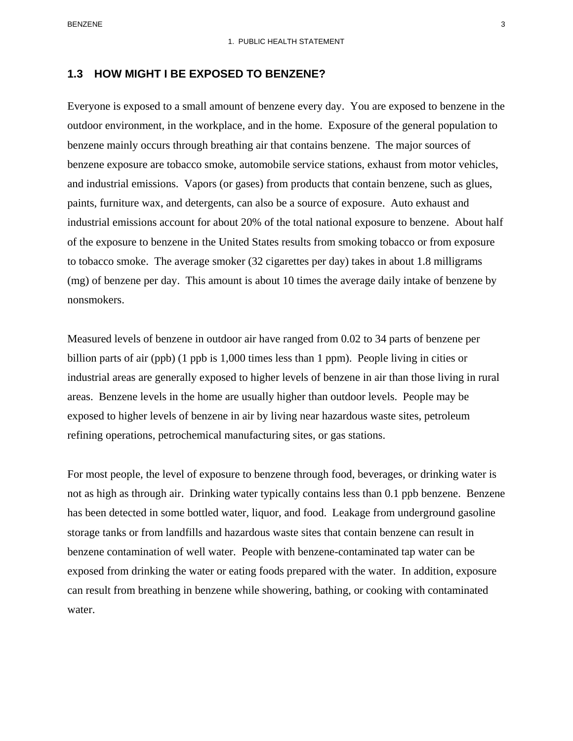## 1.3 HOW MIGHT I BE EXPOSED TO BENZENE?

Everyone is exposed to a small amount of benzene every day. You are exposed to benzene in the outdoor environment, in the workplace, and in the home. Exposure of the general population to benzene mainly occurs through breathing air that contains benzene. The major sources of benzene exposure are tobacco smoke, automobile service stations, exhaust from motor vehicles, and industrial emissions. Vapors (or gases) from products that contain benzene, such as glues, paints, furniture wax, and detergents, can also be a source of exposure. Auto exhaust and industrial emissions account for about 20% of the total national exposure to benzene. About half of the exposure to benzene in the United States results from smoking tobacco or from exposure to tobacco smoke. The average smoker (32 cigarettes per day) takes in about 1.8 milligrams (mg) of benzene per day. This amount is about 10 times the average daily intake of benzene by nonsmokers.

Measured levels of benzene in outdoor air have ranged from 0.02 to 34 parts of benzene per billion parts of air (ppb) (1 ppb is 1,000 times less than 1 ppm). People living in cities or industrial areas are generally exposed to higher levels of benzene in air than those living in rural areas. Benzene levels in the home are usually higher than outdoor levels. People may be exposed to higher levels of benzene in air by living near hazardous waste sites, petroleum refining operations, petrochemical manufacturing sites, or gas stations.

For most people, the level of exposure to benzene through food, beverages, or drinking water is not as high as through air. Drinking water typically contains less than 0.1 ppb benzene. Benzene has been detected in some bottled water, liquor, and food. Leakage from underground gasoline storage tanks or from landfills and hazardous waste sites that contain benzene can result in benzene contamination of well water. People with benzene-contaminated tap water can be exposed from drinking the water or eating foods prepared with the water. In addition, exposure can result from breathing in benzene while showering, bathing, or cooking with contaminated water.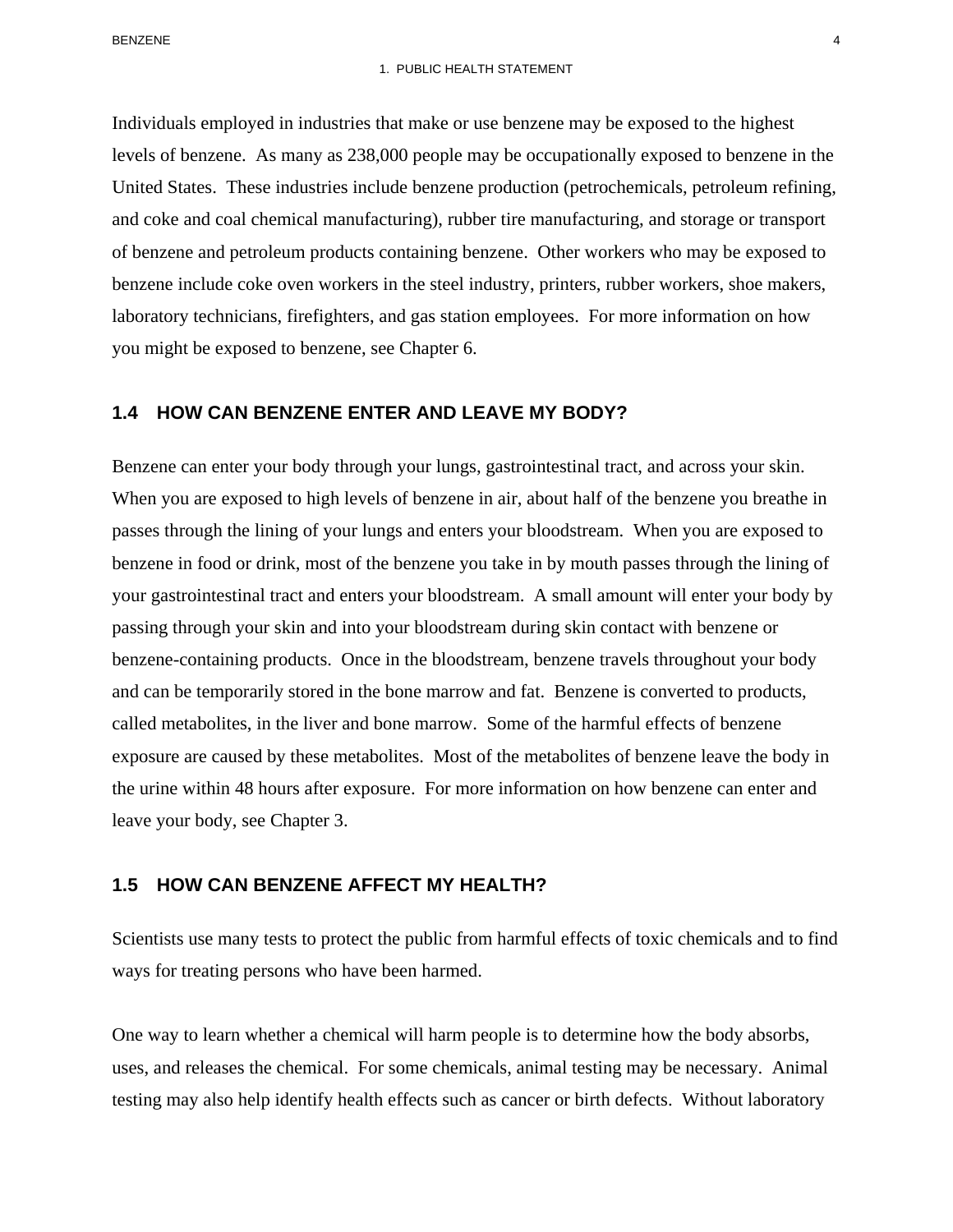Individuals employed in industries that make or use benzene may be exposed to the highest levels of benzene. As many as 238,000 people may be occupationally exposed to benzene in the United States. These industries include benzene production (petrochemicals, petroleum refining, and coke and coal chemical manufacturing), rubber tire manufacturing, and storage or transport of benzene and petroleum products containing benzene. Other workers who may be exposed to benzene include coke oven workers in the steel industry, printers, rubber workers, shoe makers, laboratory technicians, firefighters, and gas station employees. For more information on how you might be exposed to benzene, see Chapter 6.

## 1.4 HOW CAN BENZENE ENTER AND LEAVE MY BODY?

Benzene can enter your body through your lungs, gastrointestinal tract, and across your skin. When you are exposed to high levels of benzene in air, about half of the benzene you breathe in passes through the lining of your lungs and enters your bloodstream. When you are exposed to benzene in food or drink, most of the benzene you take in by mouth passes through the lining of your gastrointestinal tract and enters your bloodstream. A small amount will enter your body by passing through your skin and into your bloodstream during skin contact with benzene or benzene-containing products. Once in the bloodstream, benzene travels throughout your body and can be temporarily stored in the bone marrow and fat. Benzene is converted to products, called metabolites, in the liver and bone marrow. Some of the harmful effects of benzene exposure are caused by these metabolites. Most of the metabolites of benzene leave the body in the urine within 48 hours after exposure. For more information on how benzene can enter and leave your body, see Chapter 3.

## 1.5 HOW CAN BENZENE AFFECT MY HEALTH?

Scientists use many tests to protect the public from harmful effects of toxic chemicals and to find ways for treating persons who have been harmed.

One way to learn whether a chemical will harm people is to determine how the body absorbs, uses, and releases the chemical. For some chemicals, animal testing may be necessary. Animal testing may also help identify health effects such as cancer or birth defects. Without laboratory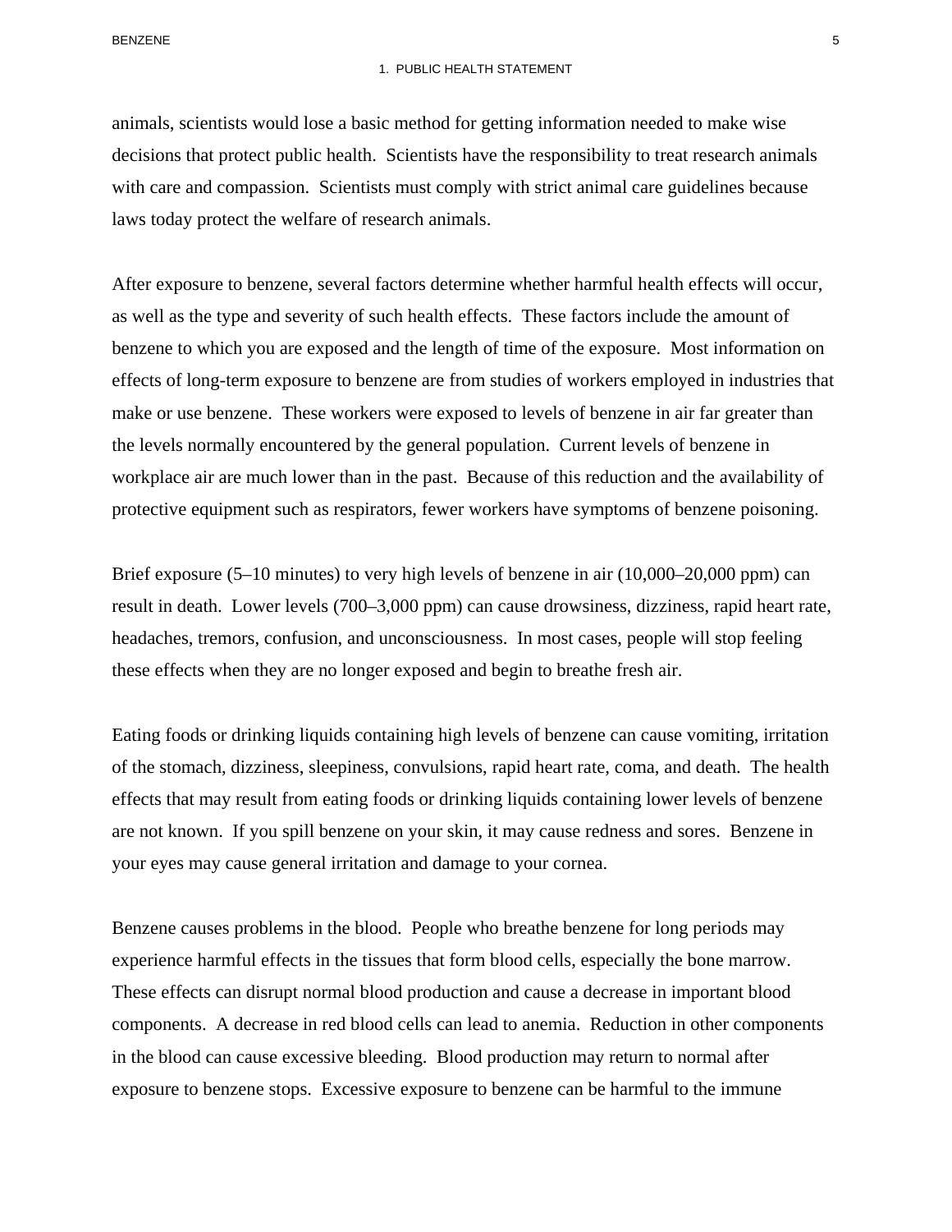animals, scientists would lose a basic method for getting information needed to make wise decisions that protect public health. Scientists have the responsibility to treat research animals with care and compassion. Scientists must comply with strict animal care guidelines because laws today protect the welfare of research animals.

After exposure to benzene, several factors determine whether harmful health effects will occur, as well as the type and severity of such health effects. These factors include the amount of benzene to which you are exposed and the length of time of the exposure. Most information on effects of long-term exposure to benzene are from studies of workers employed in industries that make or use benzene. These workers were exposed to levels of benzene in air far greater than the levels normally encountered by the general population. Current levels of benzene in workplace air are much lower than in the past. Because of this reduction and the availability of protective equipment such as respirators, fewer workers have symptoms of benzene poisoning.

Brief exposure (5–10 minutes) to very high levels of benzene in air (10,000–20,000 ppm) can result in death. Lower levels (700–3,000 ppm) can cause drowsiness, dizziness, rapid heart rate, headaches, tremors, confusion, and unconsciousness. In most cases, people will stop feeling these effects when they are no longer exposed and begin to breathe fresh air.

Eating foods or drinking liquids containing high levels of benzene can cause vomiting, irritation of the stomach, dizziness, sleepiness, convulsions, rapid heart rate, coma, and death. The health effects that may result from eating foods or drinking liquids containing lower levels of benzene are not known. If you spill benzene on your skin, it may cause redness and sores. Benzene in your eyes may cause general irritation and damage to your cornea.

Benzene causes problems in the blood. People who breathe benzene for long periods may experience harmful effects in the tissues that form blood cells, especially the bone marrow. These effects can disrupt normal blood production and cause a decrease in important blood components. A decrease in red blood cells can lead to anemia. Reduction in other components in the blood can cause excessive bleeding. Blood production may return to normal after exposure to benzene stops. Excessive exposure to benzene can be harmful to the immune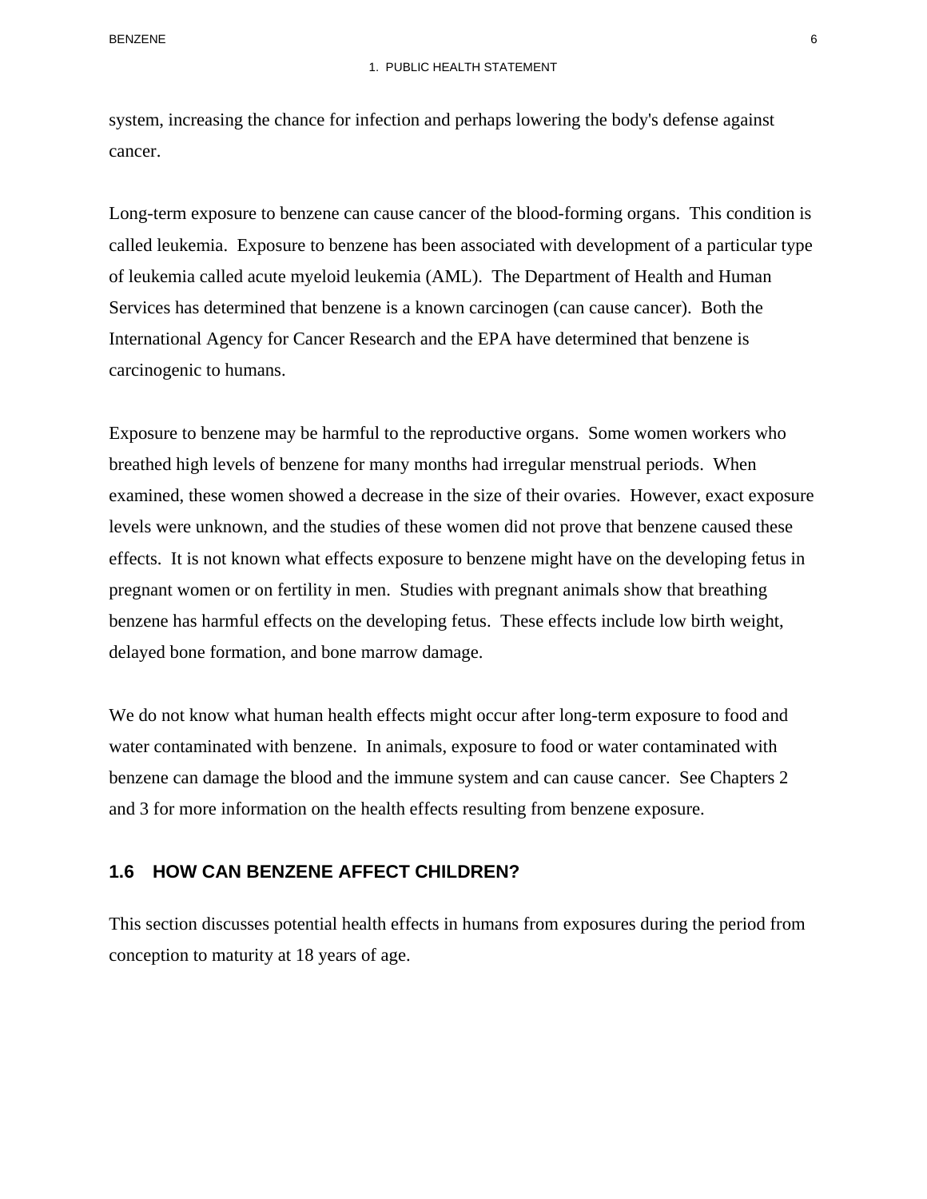system, increasing the chance for infection and perhaps lowering the body's defense against cancer.

Long-term exposure to benzene can cause cancer of the blood-forming organs. This condition is called leukemia. Exposure to benzene has been associated with development of a particular type of leukemia called acute myeloid leukemia (AML). The Department of Health and Human Services has determined that benzene is a known carcinogen (can cause cancer). Both the International Agency for Cancer Research and the EPA have determined that benzene is carcinogenic to humans.

Exposure to benzene may be harmful to the reproductive organs. Some women workers who breathed high levels of benzene for many months had irregular menstrual periods. When examined, these women showed a decrease in the size of their ovaries. However, exact exposure levels were unknown, and the studies of these women did not prove that benzene caused these effects. It is not known what effects exposure to benzene might have on the developing fetus in pregnant women or on fertility in men. Studies with pregnant animals show that breathing benzene has harmful effects on the developing fetus. These effects include low birth weight, delayed bone formation, and bone marrow damage.

We do not know what human health effects might occur after long-term exposure to food and water contaminated with benzene. In animals, exposure to food or water contaminated with benzene can damage the blood and the immune system and can cause cancer. See Chapters 2 and 3 for more information on the health effects resulting from benzene exposure.

## 1.6 HOW CAN BENZENE AFFECT CHILDREN?

This section discusses potential health effects in humans from exposures during the period from conception to maturity at 18 years of age.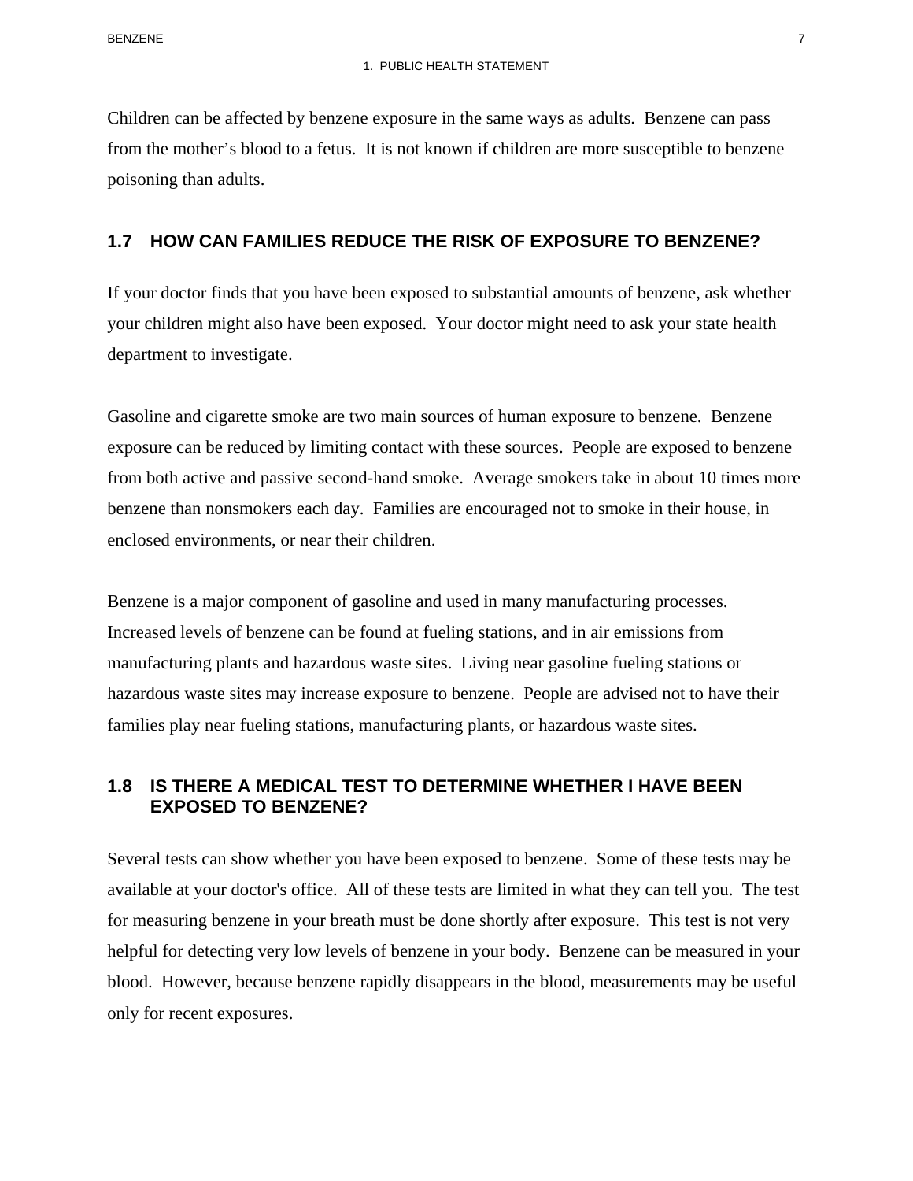Children can be affected by benzene exposure in the same ways as adults. Benzene can pass from the mother's blood to a fetus. It is not known if children are more susceptible to benzene poisoning than adults.

## 1.7 HOW CAN FAMILIES REDUCE THE RISK OF EXPOSURE TO BENZENE?

If your doctor finds that you have been exposed to substantial amounts of benzene, ask whether your children might also have been exposed. Your doctor might need to ask your state health department to investigate.

Gasoline and cigarette smoke are two main sources of human exposure to benzene. Benzene exposure can be reduced by limiting contact with these sources. People are exposed to benzene from both active and passive second-hand smoke. Average smokers take in about 10 times more benzene than nonsmokers each day. Families are encouraged not to smoke in their house, in enclosed environments, or near their children.

Benzene is a major component of gasoline and used in many manufacturing processes. Increased levels of benzene can be found at fueling stations, and in air emissions from manufacturing plants and hazardous waste sites. Living near gasoline fueling stations or hazardous waste sites may increase exposure to benzene. People are advised not to have their families play near fueling stations, manufacturing plants, or hazardous waste sites.

## 1.8 IS THERE A MEDICAL TEST TO DETERMINE WHETHER I HAVE BEEN EXPOSED TO BENZENE?

Several tests can show whether you have been exposed to benzene. Some of these tests may be available at your doctor's office. All of these tests are limited in what they can tell you. The test for measuring benzene in your breath must be done shortly after exposure. This test is not very helpful for detecting very low levels of benzene in your body. Benzene can be measured in your blood. However, because benzene rapidly disappears in the blood, measurements may be useful only for recent exposures.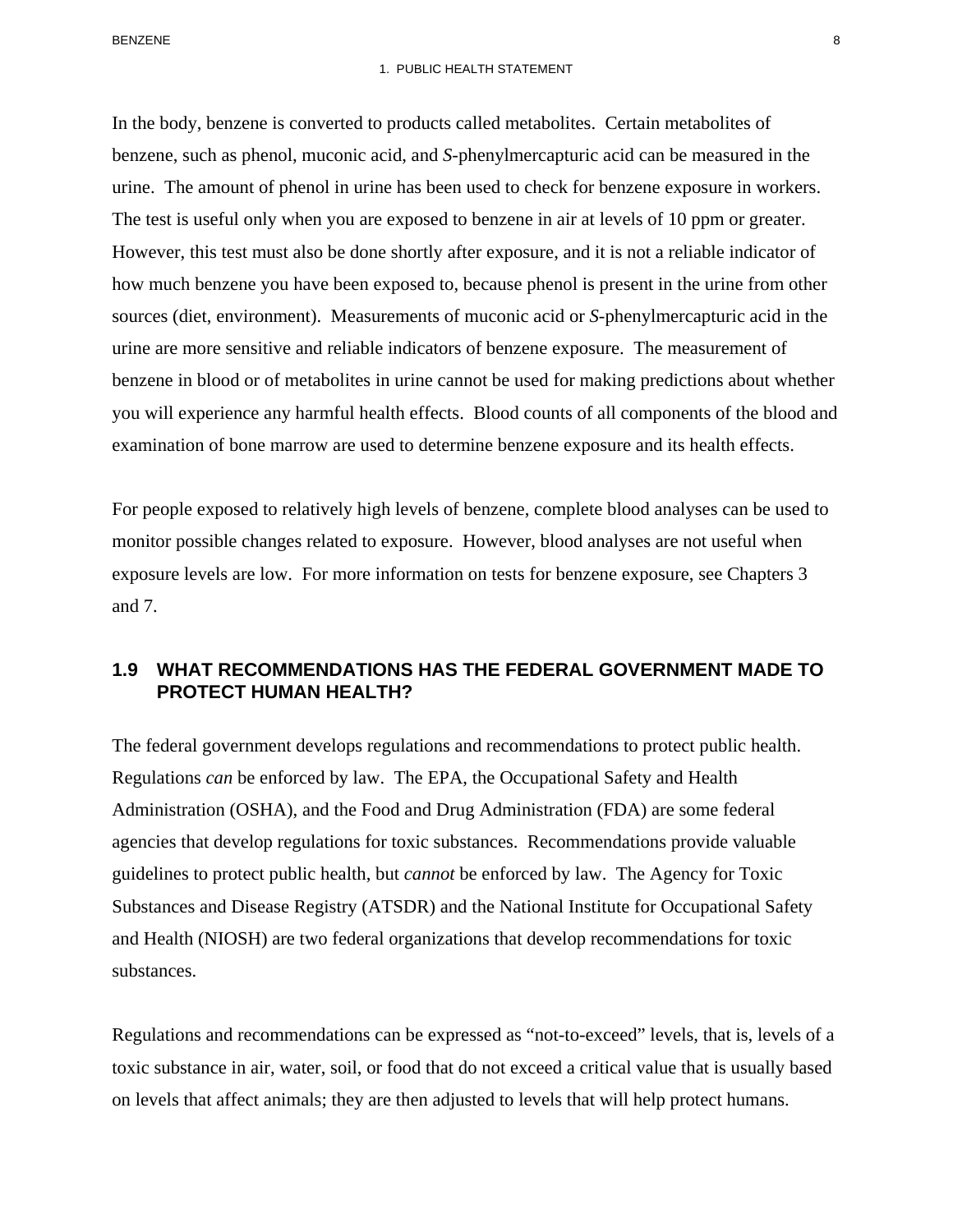In the body, benzene is converted to products called metabolites. Certain metabolites of benzene, such as phenol, muconic acid, and *S*-phenylmercapturic acid can be measured in the urine. The amount of phenol in urine has been used to check for benzene exposure in workers. The test is useful only when you are exposed to benzene in air at levels of 10 ppm or greater. However, this test must also be done shortly after exposure, and it is not a reliable indicator of how much benzene you have been exposed to, because phenol is present in the urine from other sources (diet, environment). Measurements of muconic acid or *S*-phenylmercapturic acid in the urine are more sensitive and reliable indicators of benzene exposure. The measurement of benzene in blood or of metabolites in urine cannot be used for making predictions about whether you will experience any harmful health effects. Blood counts of all components of the blood and examination of bone marrow are used to determine benzene exposure and its health effects.

For people exposed to relatively high levels of benzene, complete blood analyses can be used to monitor possible changes related to exposure. However, blood analyses are not useful when exposure levels are low. For more information on tests for benzene exposure, see Chapters 3 and 7.

## 1.9 WHAT RECOMMENDATIONS HAS THE FEDERAL GOVERNMENT MADE TO PROTECT HUMAN HEALTH?

The federal government develops regulations and recommendations to protect public health. Regulations *can* be enforced by law. The EPA, the Occupational Safety and Health Administration (OSHA), and the Food and Drug Administration (FDA) are some federal agencies that develop regulations for toxic substances. Recommendations provide valuable guidelines to protect public health, but *cannot* be enforced by law. The Agency for Toxic Substances and Disease Registry (ATSDR) and the National Institute for Occupational Safety and Health (NIOSH) are two federal organizations that develop recommendations for toxic substances.

Regulations and recommendations can be expressed as "not-to-exceed" levels, that is, levels of a toxic substance in air, water, soil, or food that do not exceed a critical value that is usually based on levels that affect animals; they are then adjusted to levels that will help protect humans.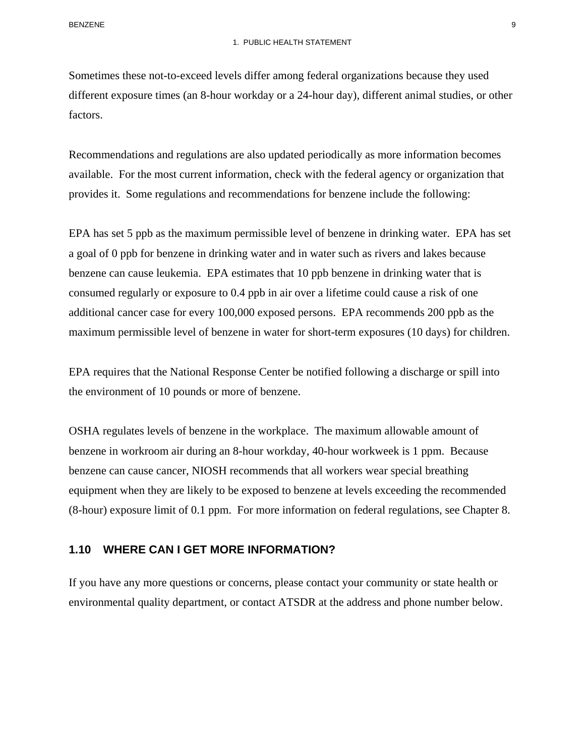Sometimes these not-to-exceed levels differ among federal organizations because they used different exposure times (an 8-hour workday or a 24-hour day), different animal studies, or other factors.

Recommendations and regulations are also updated periodically as more information becomes available. For the most current information, check with the federal agency or organization that provides it. Some regulations and recommendations for benzene include the following:

EPA has set 5 ppb as the maximum permissible level of benzene in drinking water. EPA has set a goal of 0 ppb for benzene in drinking water and in water such as rivers and lakes because benzene can cause leukemia. EPA estimates that 10 ppb benzene in drinking water that is consumed regularly or exposure to 0.4 ppb in air over a lifetime could cause a risk of one additional cancer case for every 100,000 exposed persons. EPA recommends 200 ppb as the maximum permissible level of benzene in water for short-term exposures (10 days) for children.

EPA requires that the National Response Center be notified following a discharge or spill into the environment of 10 pounds or more of benzene.

OSHA regulates levels of benzene in the workplace. The maximum allowable amount of benzene in workroom air during an 8-hour workday, 40-hour workweek is 1 ppm. Because benzene can cause cancer, NIOSH recommends that all workers wear special breathing equipment when they are likely to be exposed to benzene at levels exceeding the recommended (8-hour) exposure limit of 0.1 ppm. For more information on federal regulations, see Chapter 8.

## 1.10 WHERE CAN I GET MORE INFORMATION?

If you have any more questions or concerns, please contact your community or state health or environmental quality department, or contact ATSDR at the address and phone number below.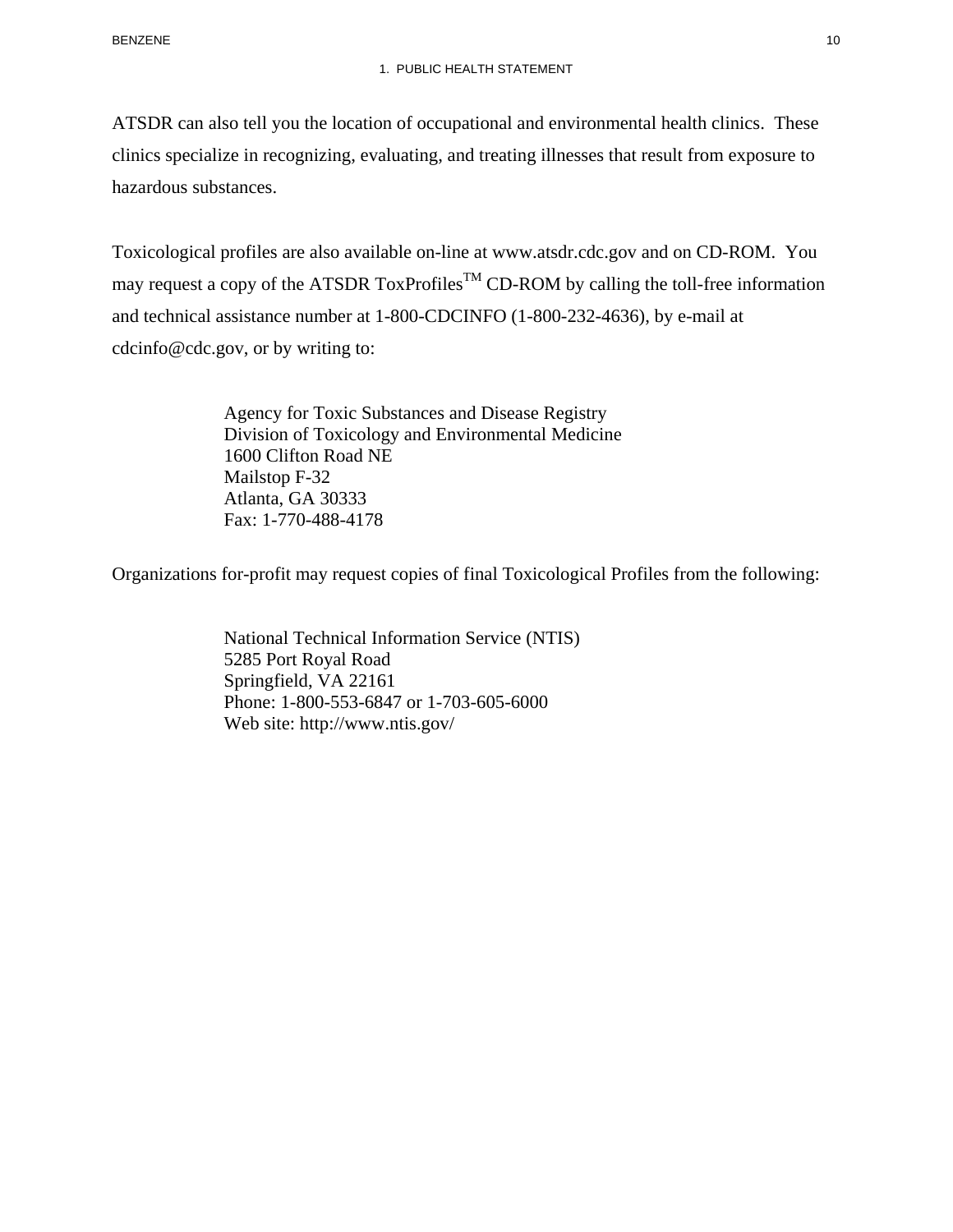ATSDR can also tell you the location of occupational and environmental health clinics. These clinics specialize in recognizing, evaluating, and treating illnesses that result from exposure to hazardous substances.

Toxicological profiles are also available on-line at www.atsdr.cdc.gov and on CD-ROM. You may request a copy of the ATSDR ToxProfiles™ CD-ROM by calling the toll-free information and technical assistance number at 1-800-CDCINFO (1-800-232-4636), by e-mail at cdcinfo@cdc.gov, or by writing to:

> Agency for Toxic Substances and Disease Registry
> Division of Toxicology and Environmental Medicine
> 1600 Clifton Road NE
> Mailstop F-32
> Atlanta, GA 30333
> Fax: 1-770-488-4178

Organizations for-profit may request copies of final Toxicological Profiles from the following:

> National Technical Information Service (NTIS)
> 5285 Port Royal Road
> Springfield, VA 22161
> Phone: 1-800-553-6847 or 1-703-605-6000
> Web site: http://www.ntis.gov/